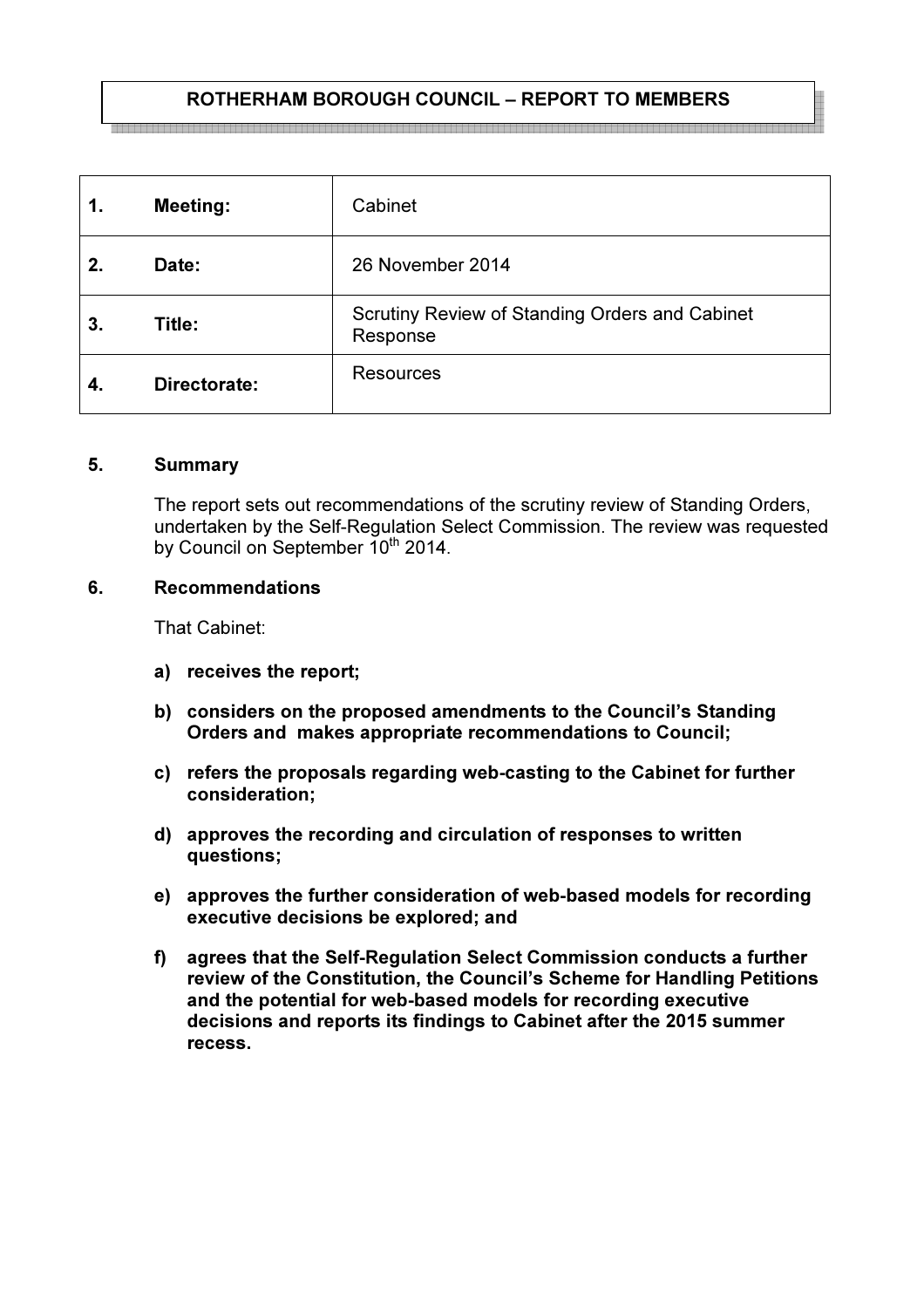# ROTHERHAM BOROUGH COUNCIL – REPORT TO MEMBERS

| | | |
|---|---|---|
| 1. | **Meeting:** | Cabinet |
| 2. | **Date:** | 26 November 2014 |
| 3. | **Title:** | Scrutiny Review of Standing Orders and Cabinet Response |
| 4. | **Directorate:** | Resources |

## 5. Summary

The report sets out recommendations of the scrutiny review of Standing Orders, undertaken by the Self-Regulation Select Commission. The review was requested by Council on September 10th 2014.

## 6. Recommendations

That Cabinet:

**a) receives the report;**

**b) considers on the proposed amendments to the Council's Standing Orders and makes appropriate recommendations to Council;**

**c) refers the proposals regarding web-casting to the Cabinet for further consideration;**

**d) approves the recording and circulation of responses to written questions;**

**e) approves the further consideration of web-based models for recording executive decisions be explored; and**

**f) agrees that the Self-Regulation Select Commission conducts a further review of the Constitution, the Council's Scheme for Handling Petitions and the potential for web-based models for recording executive decisions and reports its findings to Cabinet after the 2015 summer recess.**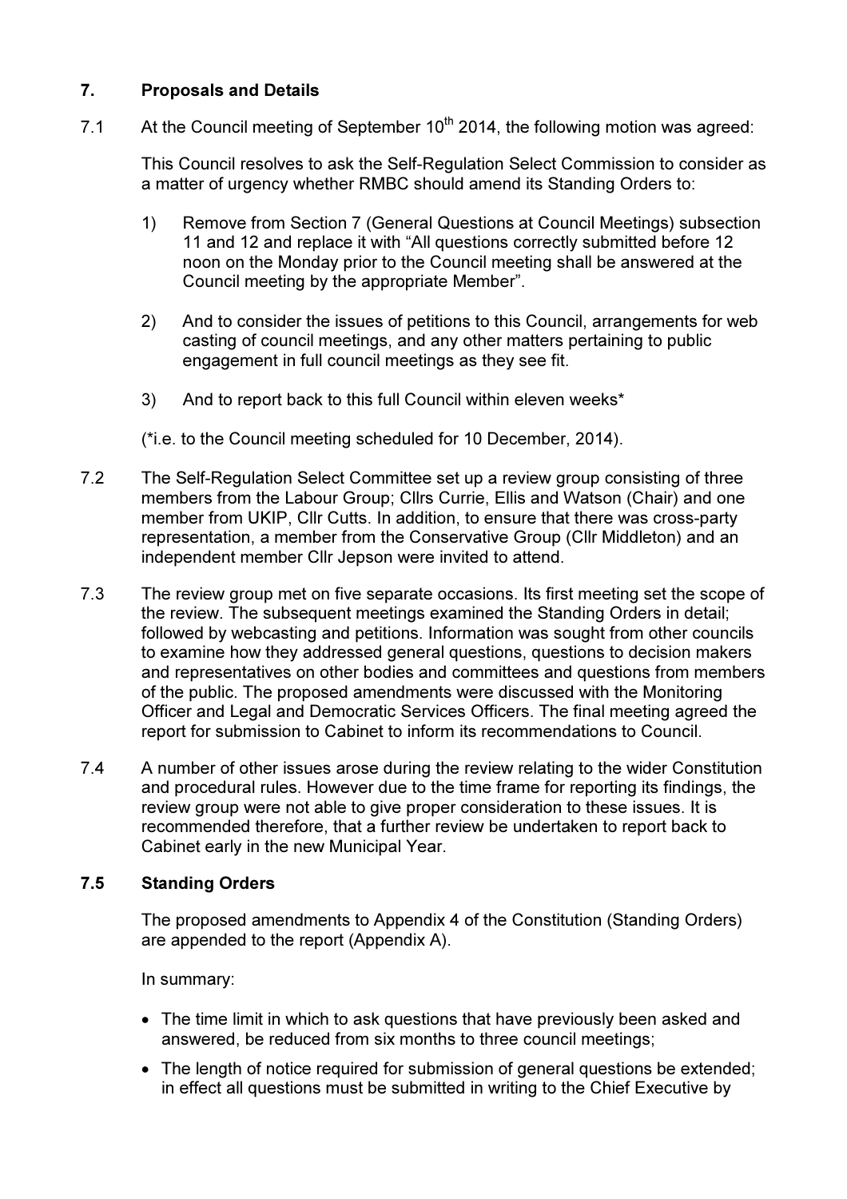## 7. Proposals and Details

7.1 At the Council meeting of September 10th 2014, the following motion was agreed:

This Council resolves to ask the Self-Regulation Select Commission to consider as a matter of urgency whether RMBC should amend its Standing Orders to:

1) Remove from Section 7 (General Questions at Council Meetings) subsection 11 and 12 and replace it with "All questions correctly submitted before 12 noon on the Monday prior to the Council meeting shall be answered at the Council meeting by the appropriate Member".

2) And to consider the issues of petitions to this Council, arrangements for web casting of council meetings, and any other matters pertaining to public engagement in full council meetings as they see fit.

3) And to report back to this full Council within eleven weeks*

(*i.e. to the Council meeting scheduled for 10 December, 2014).

7.2 The Self-Regulation Select Committee set up a review group consisting of three members from the Labour Group; Cllrs Currie, Ellis and Watson (Chair) and one member from UKIP, Cllr Cutts. In addition, to ensure that there was cross-party representation, a member from the Conservative Group (Cllr Middleton) and an independent member Cllr Jepson were invited to attend.

7.3 The review group met on five separate occasions. Its first meeting set the scope of the review. The subsequent meetings examined the Standing Orders in detail; followed by webcasting and petitions. Information was sought from other councils to examine how they addressed general questions, questions to decision makers and representatives on other bodies and committees and questions from members of the public. The proposed amendments were discussed with the Monitoring Officer and Legal and Democratic Services Officers. The final meeting agreed the report for submission to Cabinet to inform its recommendations to Council.

7.4 A number of other issues arose during the review relating to the wider Constitution and procedural rules. However due to the time frame for reporting its findings, the review group were not able to give proper consideration to these issues. It is recommended therefore, that a further review be undertaken to report back to Cabinet early in the new Municipal Year.

### 7.5 Standing Orders

The proposed amendments to Appendix 4 of the Constitution (Standing Orders) are appended to the report (Appendix A).

In summary:

- The time limit in which to ask questions that have previously been asked and answered, be reduced from six months to three council meetings;
- The length of notice required for submission of general questions be extended; in effect all questions must be submitted in writing to the Chief Executive by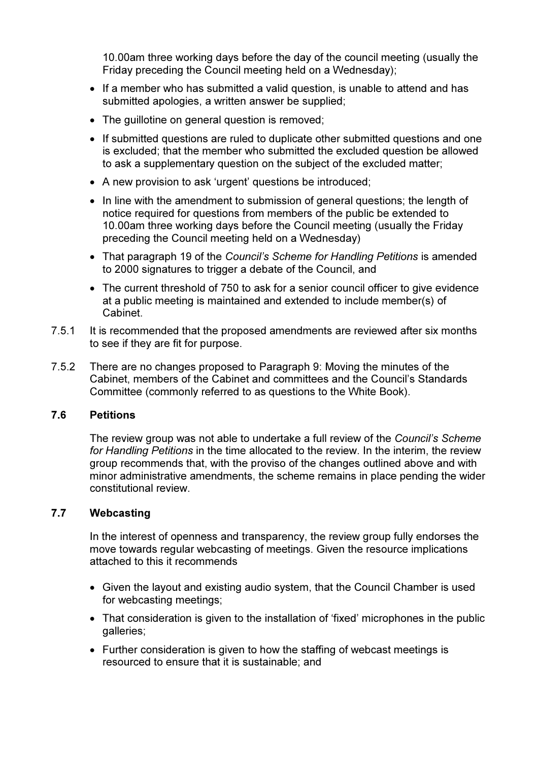10.00am three working days before the day of the council meeting (usually the Friday preceding the Council meeting held on a Wednesday);

- If a member who has submitted a valid question, is unable to attend and has submitted apologies, a written answer be supplied;
- The guillotine on general question is removed;
- If submitted questions are ruled to duplicate other submitted questions and one is excluded; that the member who submitted the excluded question be allowed to ask a supplementary question on the subject of the excluded matter;
- A new provision to ask 'urgent' questions be introduced;
- In line with the amendment to submission of general questions; the length of notice required for questions from members of the public be extended to 10.00am three working days before the Council meeting (usually the Friday preceding the Council meeting held on a Wednesday)
- That paragraph 19 of the *Council's Scheme for Handling Petitions* is amended to 2000 signatures to trigger a debate of the Council, and
- The current threshold of 750 to ask for a senior council officer to give evidence at a public meeting is maintained and extended to include member(s) of Cabinet.

7.5.1 It is recommended that the proposed amendments are reviewed after six months to see if they are fit for purpose.

7.5.2 There are no changes proposed to Paragraph 9: Moving the minutes of the Cabinet, members of the Cabinet and committees and the Council's Standards Committee (commonly referred to as questions to the White Book).

### 7.6 Petitions

The review group was not able to undertake a full review of the *Council's Scheme for Handling Petitions* in the time allocated to the review. In the interim, the review group recommends that, with the proviso of the changes outlined above and with minor administrative amendments, the scheme remains in place pending the wider constitutional review.

### 7.7 Webcasting

In the interest of openness and transparency, the review group fully endorses the move towards regular webcasting of meetings. Given the resource implications attached to this it recommends

- Given the layout and existing audio system, that the Council Chamber is used for webcasting meetings;
- That consideration is given to the installation of 'fixed' microphones in the public galleries;
- Further consideration is given to how the staffing of webcast meetings is resourced to ensure that it is sustainable; and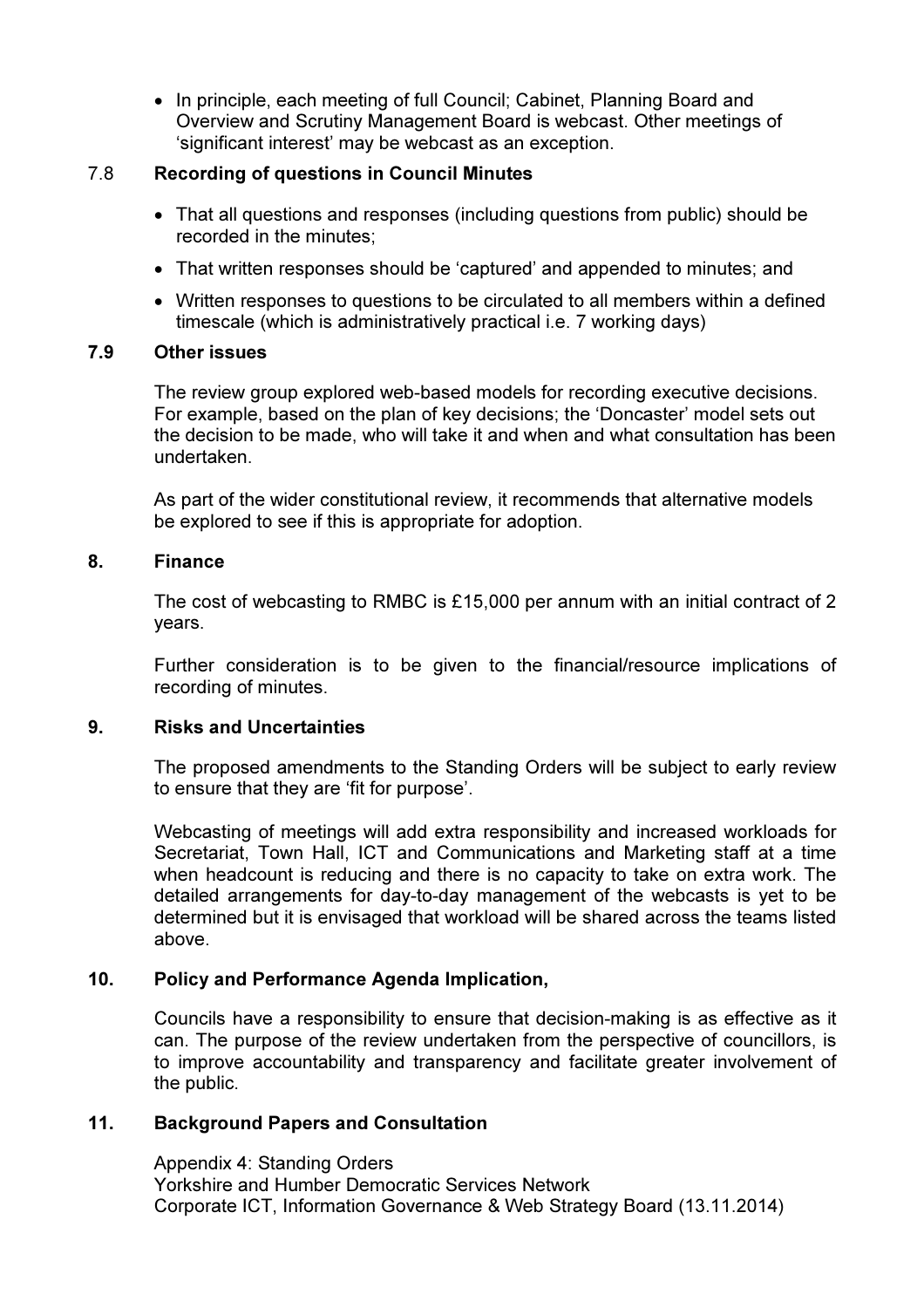- In principle, each meeting of full Council; Cabinet, Planning Board and Overview and Scrutiny Management Board is webcast. Other meetings of 'significant interest' may be webcast as an exception.

### 7.8 Recording of questions in Council Minutes

- That all questions and responses (including questions from public) should be recorded in the minutes;
- That written responses should be 'captured' and appended to minutes; and
- Written responses to questions to be circulated to all members within a defined timescale (which is administratively practical i.e. 7 working days)

### 7.9 Other issues

The review group explored web-based models for recording executive decisions. For example, based on the plan of key decisions; the 'Doncaster' model sets out the decision to be made, who will take it and when and what consultation has been undertaken.

As part of the wider constitutional review, it recommends that alternative models be explored to see if this is appropriate for adoption.

## 8. Finance

The cost of webcasting to RMBC is £15,000 per annum with an initial contract of 2 years.

Further consideration is to be given to the financial/resource implications of recording of minutes.

## 9. Risks and Uncertainties

The proposed amendments to the Standing Orders will be subject to early review to ensure that they are 'fit for purpose'.

Webcasting of meetings will add extra responsibility and increased workloads for Secretariat, Town Hall, ICT and Communications and Marketing staff at a time when headcount is reducing and there is no capacity to take on extra work. The detailed arrangements for day-to-day management of the webcasts is yet to be determined but it is envisaged that workload will be shared across the teams listed above.

## 10. Policy and Performance Agenda Implication,

Councils have a responsibility to ensure that decision-making is as effective as it can. The purpose of the review undertaken from the perspective of councillors, is to improve accountability and transparency and facilitate greater involvement of the public.

## 11. Background Papers and Consultation

Appendix 4: Standing Orders
Yorkshire and Humber Democratic Services Network
Corporate ICT, Information Governance & Web Strategy Board (13.11.2014)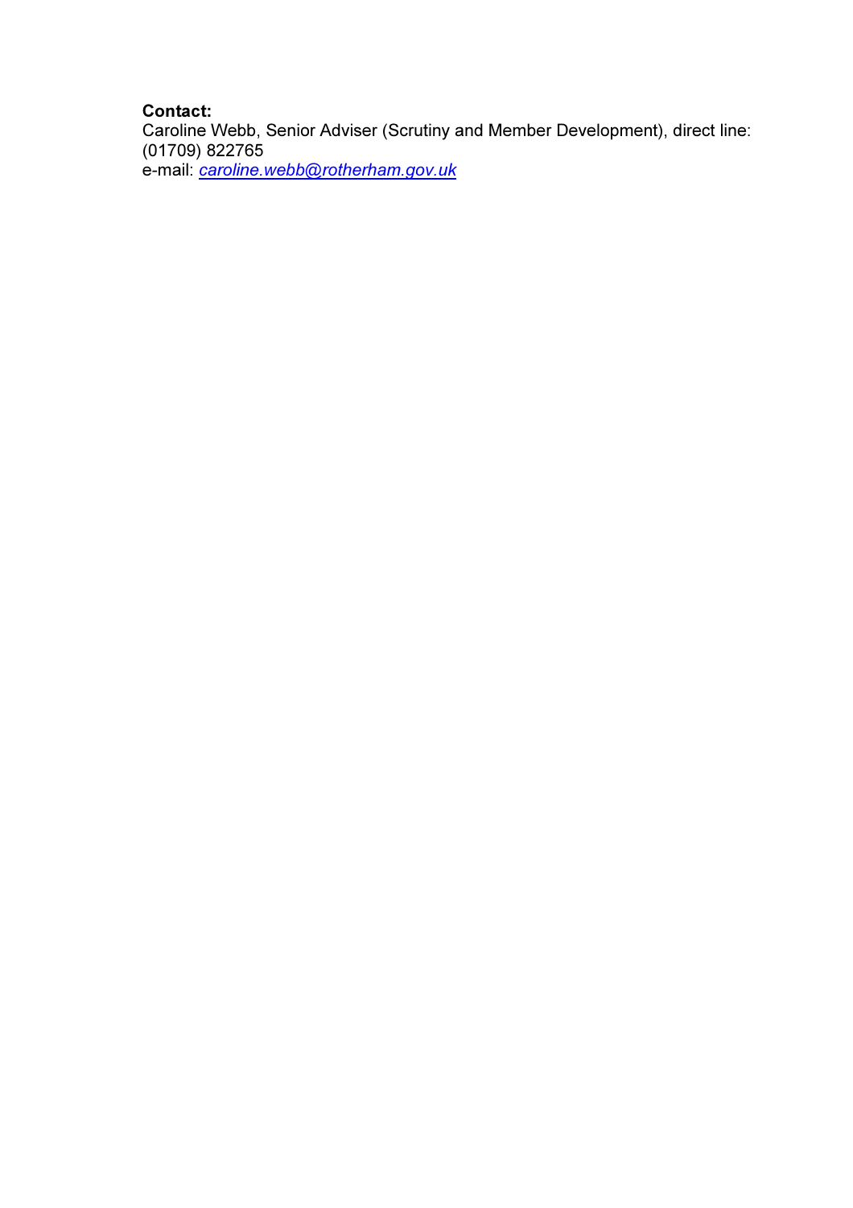**Contact:**
Caroline Webb, Senior Adviser (Scrutiny and Member Development), direct line: (01709) 822765
e-mail: *caroline.webb@rotherham.gov.uk*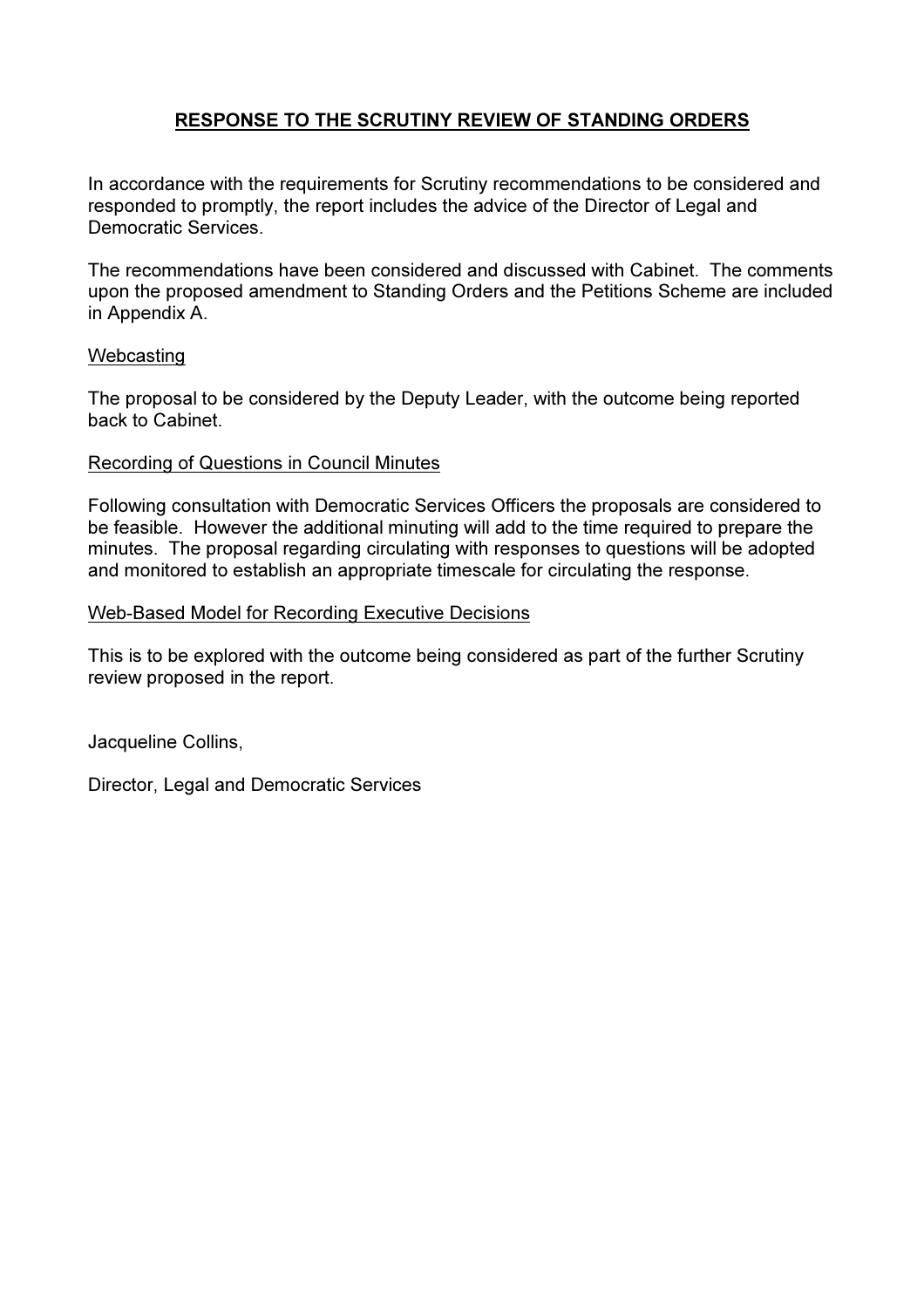## RESPONSE TO THE SCRUTINY REVIEW OF STANDING ORDERS

In accordance with the requirements for Scrutiny recommendations to be considered and responded to promptly, the report includes the advice of the Director of Legal and Democratic Services.

The recommendations have been considered and discussed with Cabinet. The comments upon the proposed amendment to Standing Orders and the Petitions Scheme are included in Appendix A.

### Webcasting

The proposal to be considered by the Deputy Leader, with the outcome being reported back to Cabinet.

### Recording of Questions in Council Minutes

Following consultation with Democratic Services Officers the proposals are considered to be feasible. However the additional minuting will add to the time required to prepare the minutes. The proposal regarding circulating with responses to questions will be adopted and monitored to establish an appropriate timescale for circulating the response.

### Web-Based Model for Recording Executive Decisions

This is to be explored with the outcome being considered as part of the further Scrutiny review proposed in the report.

Jacqueline Collins,

Director, Legal and Democratic Services